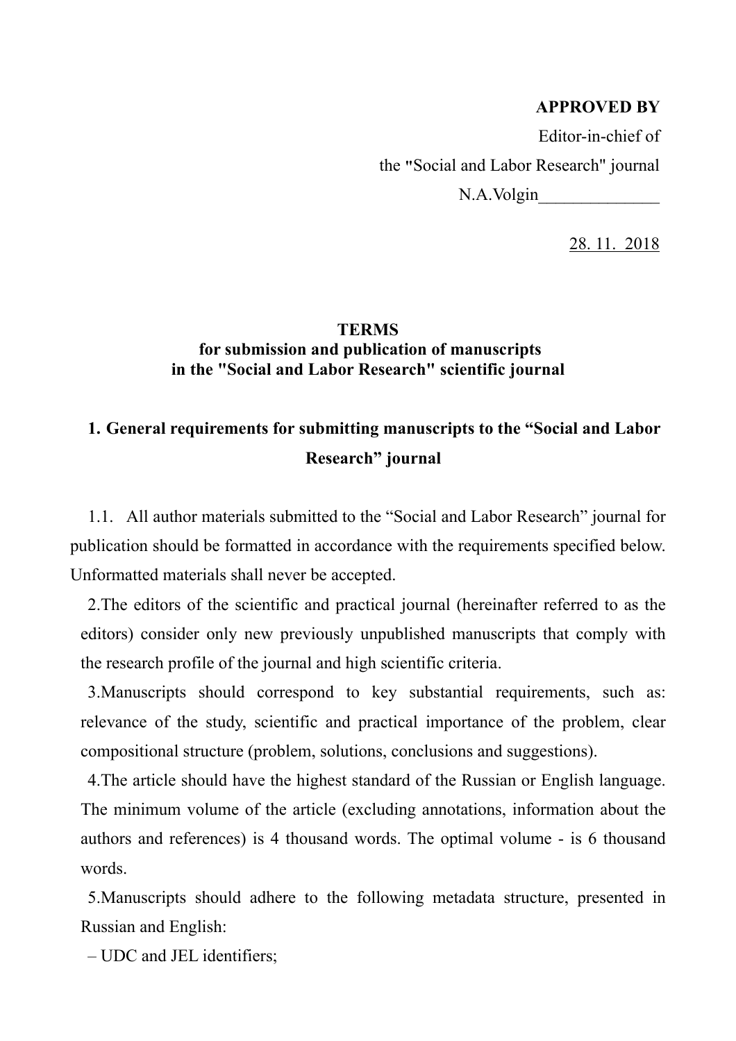**APPROVED BY**

Editor-in-chief of

the "Social and Labor Research" journal

N.A.Volgin______________

28. 11. 2018

**TERMS**
**for submission and publication of manuscripts**
**in the "Social and Labor Research" scientific journal**

## 1. General requirements for submitting manuscripts to the "Social and Labor Research" journal

1.1. All author materials submitted to the "Social and Labor Research" journal for publication should be formatted in accordance with the requirements specified below. Unformatted materials shall never be accepted.

2.The editors of the scientific and practical journal (hereinafter referred to as the editors) consider only new previously unpublished manuscripts that comply with the research profile of the journal and high scientific criteria.

3.Manuscripts should correspond to key substantial requirements, such as: relevance of the study, scientific and practical importance of the problem, clear compositional structure (problem, solutions, conclusions and suggestions).

4.The article should have the highest standard of the Russian or English language. The minimum volume of the article (excluding annotations, information about the authors and references) is 4 thousand words. The optimal volume - is 6 thousand words.

5.Manuscripts should adhere to the following metadata structure, presented in Russian and English:

– UDC and JEL identifiers;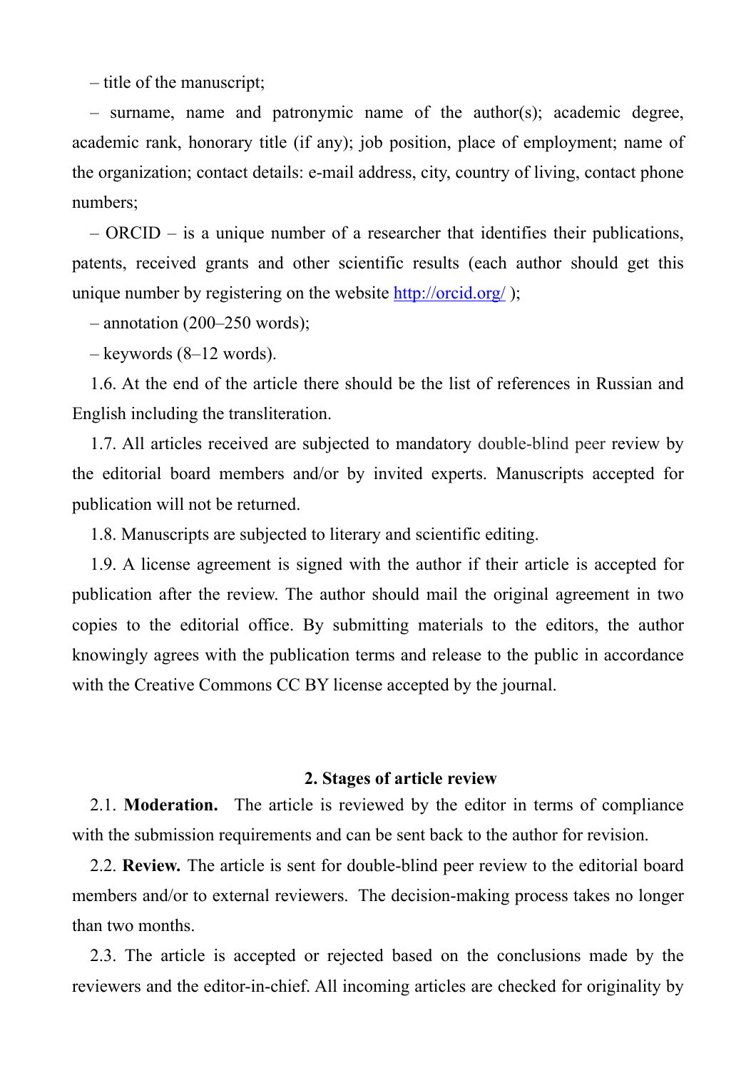– title of the manuscript;

– surname, name and patronymic name of the author(s); academic degree, academic rank, honorary title (if any); job position, place of employment; name of the organization; contact details: e-mail address, city, country of living, contact phone numbers;

– ORCID – is a unique number of a researcher that identifies their publications, patents, received grants and other scientific results (each author should get this unique number by registering on the website http://orcid.org/ );

– annotation (200–250 words);

– keywords (8–12 words).

1.6. At the end of the article there should be the list of references in Russian and English including the transliteration.

1.7. All articles received are subjected to mandatory double-blind peer review by the editorial board members and/or by invited experts. Manuscripts accepted for publication will not be returned.

1.8. Manuscripts are subjected to literary and scientific editing.

1.9. A license agreement is signed with the author if their article is accepted for publication after the review. The author should mail the original agreement in two copies to the editorial office. By submitting materials to the editors, the author knowingly agrees with the publication terms and release to the public in accordance with the Creative Commons CC BY license accepted by the journal.

## 2. Stages of article review

2.1. **Moderation.** The article is reviewed by the editor in terms of compliance with the submission requirements and can be sent back to the author for revision.

2.2. **Review.** The article is sent for double-blind peer review to the editorial board members and/or to external reviewers. The decision-making process takes no longer than two months.

2.3. The article is accepted or rejected based on the conclusions made by the reviewers and the editor-in-chief. All incoming articles are checked for originality by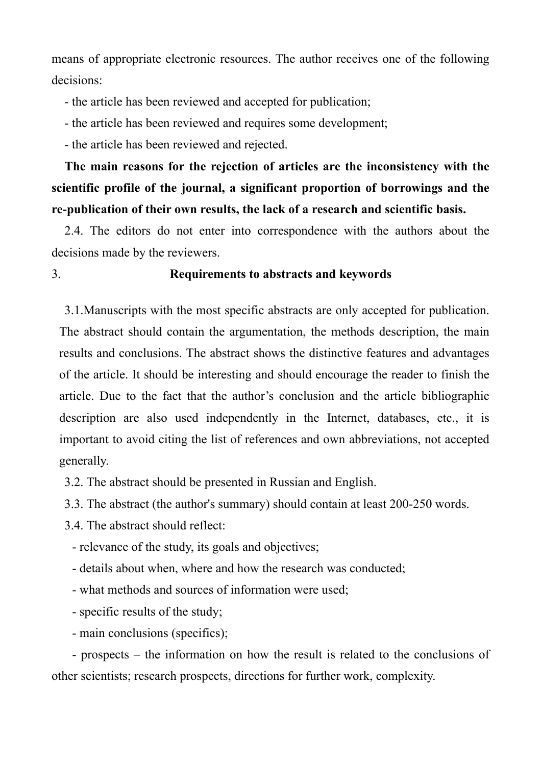means of appropriate electronic resources. The author receives one of the following decisions:

- the article has been reviewed and accepted for publication;
- the article has been reviewed and requires some development;
- the article has been reviewed and rejected.

**The main reasons for the rejection of articles are the inconsistency with the scientific profile of the journal, a significant proportion of borrowings and the re-publication of their own results, the lack of a research and scientific basis.**

2.4. The editors do not enter into correspondence with the authors about the decisions made by the reviewers.

## 3. Requirements to abstracts and keywords

3.1.Manuscripts with the most specific abstracts are only accepted for publication. The abstract should contain the argumentation, the methods description, the main results and conclusions. The abstract shows the distinctive features and advantages of the article. It should be interesting and should encourage the reader to finish the article. Due to the fact that the author's conclusion and the article bibliographic description are also used independently in the Internet, databases, etc., it is important to avoid citing the list of references and own abbreviations, not accepted generally.

3.2. The abstract should be presented in Russian and English.

3.3. The abstract (the author's summary) should contain at least 200-250 words.

3.4. The abstract should reflect:

- relevance of the study, its goals and objectives;
- details about when, where and how the research was conducted;
- what methods and sources of information were used;
- specific results of the study;
- main conclusions (specifics);
- prospects – the information on how the result is related to the conclusions of other scientists; research prospects, directions for further work, complexity.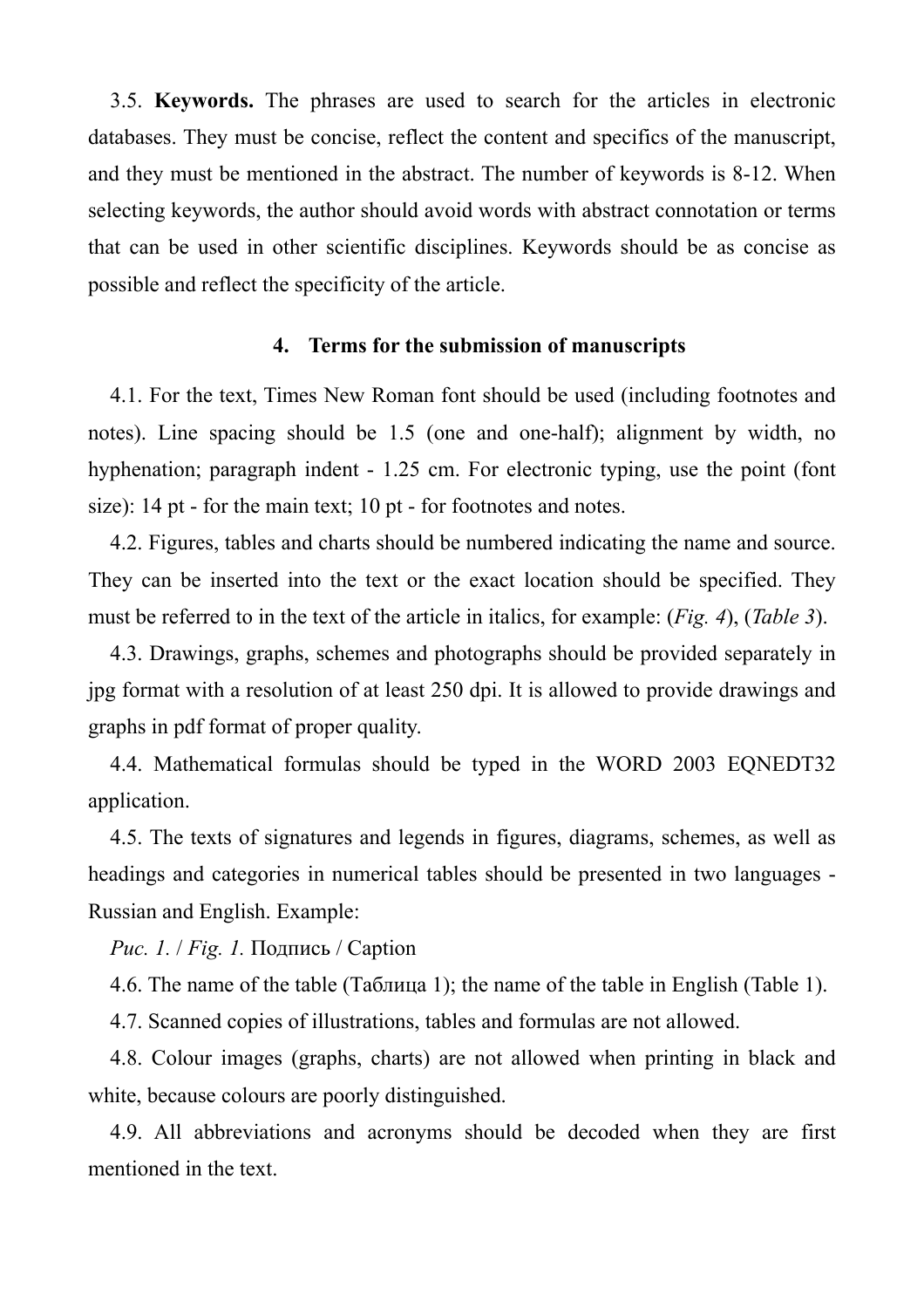3.5. **Keywords.** The phrases are used to search for the articles in electronic databases. They must be concise, reflect the content and specifics of the manuscript, and they must be mentioned in the abstract. The number of keywords is 8-12. When selecting keywords, the author should avoid words with abstract connotation or terms that can be used in other scientific disciplines. Keywords should be as concise as possible and reflect the specificity of the article.

## 4. Terms for the submission of manuscripts

4.1. For the text, Times New Roman font should be used (including footnotes and notes). Line spacing should be 1.5 (one and one-half); alignment by width, no hyphenation; paragraph indent - 1.25 cm. For electronic typing, use the point (font size): 14 pt - for the main text; 10 pt - for footnotes and notes.

4.2. Figures, tables and charts should be numbered indicating the name and source. They can be inserted into the text or the exact location should be specified. They must be referred to in the text of the article in italics, for example: (*Fig. 4*), (*Table 3*).

4.3. Drawings, graphs, schemes and photographs should be provided separately in jpg format with a resolution of at least 250 dpi. It is allowed to provide drawings and graphs in pdf format of proper quality.

4.4. Mathematical formulas should be typed in the WORD 2003 EQNEDT32 application.

4.5. The texts of signatures and legends in figures, diagrams, schemes, as well as headings and categories in numerical tables should be presented in two languages - Russian and English. Example:

*Рис. 1.* / *Fig. 1.* Подпись / Caption

4.6. The name of the table (Таблица 1); the name of the table in English (Table 1).

4.7. Scanned copies of illustrations, tables and formulas are not allowed.

4.8. Colour images (graphs, charts) are not allowed when printing in black and white, because colours are poorly distinguished.

4.9. All abbreviations and acronyms should be decoded when they are first mentioned in the text.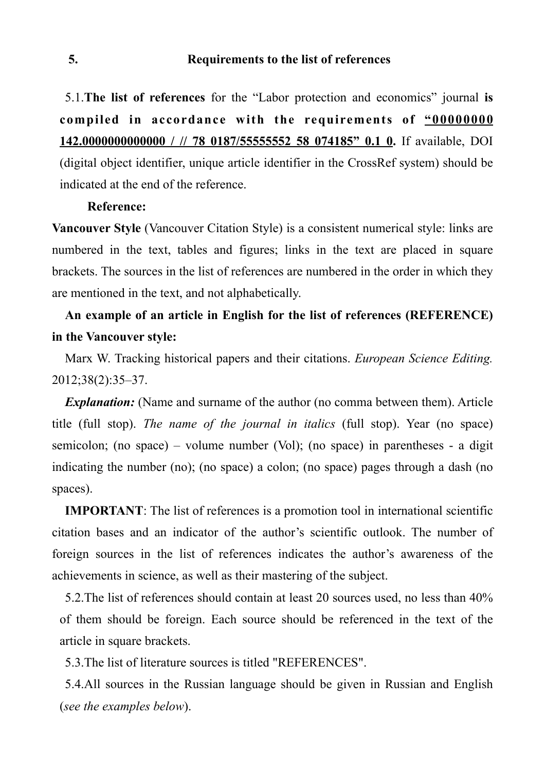## 5. Requirements to the list of references

5.1.**The list of references** for the "Labor protection and economics" journal **is compiled in accordance with the requirements of "00000000 142.0000000000000 / // 78 0187/55555552 58 074185" 0.1 0.** If available, DOI (digital object identifier, unique article identifier in the CrossRef system) should be indicated at the end of the reference.

**Reference:**

**Vancouver Style** (Vancouver Citation Style) is a consistent numerical style: links are numbered in the text, tables and figures; links in the text are placed in square brackets. The sources in the list of references are numbered in the order in which they are mentioned in the text, and not alphabetically.

**An example of an article in English for the list of references (REFERENCE) in the Vancouver style:**

Marx W. Tracking historical papers and their citations. *European Science Editing.* 2012;38(2):35–37.

***Explanation:*** (Name and surname of the author (no comma between them). Article title (full stop). *The name of the journal in italics* (full stop). Year (no space) semicolon; (no space) – volume number (Vol); (no space) in parentheses - a digit indicating the number (no); (no space) a colon; (no space) pages through a dash (no spaces).

**IMPORTANT**: The list of references is a promotion tool in international scientific citation bases and an indicator of the author's scientific outlook. The number of foreign sources in the list of references indicates the author's awareness of the achievements in science, as well as their mastering of the subject.

5.2.The list of references should contain at least 20 sources used, no less than 40% of them should be foreign. Each source should be referenced in the text of the article in square brackets.

5.3.The list of literature sources is titled "REFERENCES".

5.4.All sources in the Russian language should be given in Russian and English (*see the examples below*).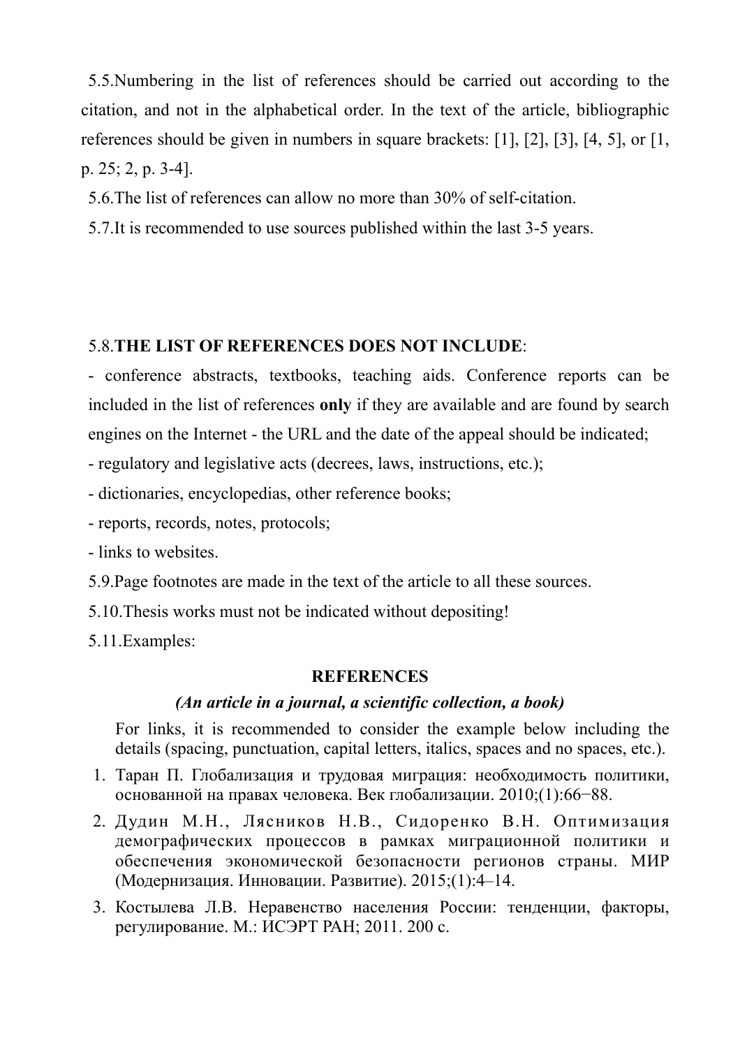5.5.Numbering in the list of references should be carried out according to the citation, and not in the alphabetical order. In the text of the article, bibliographic references should be given in numbers in square brackets: [1], [2], [3], [4, 5], or [1, p. 25; 2, p. 3-4].

5.6.The list of references can allow no more than 30% of self-citation.

5.7.It is recommended to use sources published within the last 3-5 years.

5.8.**THE LIST OF REFERENCES DOES NOT INCLUDE**:

- conference abstracts, textbooks, teaching aids. Conference reports can be included in the list of references **only** if they are available and are found by search engines on the Internet - the URL and the date of the appeal should be indicated;
- regulatory and legislative acts (decrees, laws, instructions, etc.);
- dictionaries, encyclopedias, other reference books;
- reports, records, notes, protocols;
- links to websites.

5.9.Page footnotes are made in the text of the article to all these sources.

5.10.Thesis works must not be indicated without depositing!

5.11.Examples:

**REFERENCES**

***(An article in a journal, a scientific collection, a book)***

For links, it is recommended to consider the example below including the details (spacing, punctuation, capital letters, italics, spaces and no spaces, etc.).

1. Таран П. Глобализация и трудовая миграция: необходимость политики, основанной на правах человека. Век глобализации. 2010;(1):66−88.
2. Дудин М.Н., Лясников Н.В., Сидоренко В.Н. Оптимизация демографических процессов в рамках миграционной политики и обеспечения экономической безопасности регионов страны. МИР (Модернизация. Инновации. Развитие). 2015;(1):4–14.
3. Костылева Л.В. Неравенство населения России: тенденции, факторы, регулирование. М.: ИСЭРТ РАН; 2011. 200 с.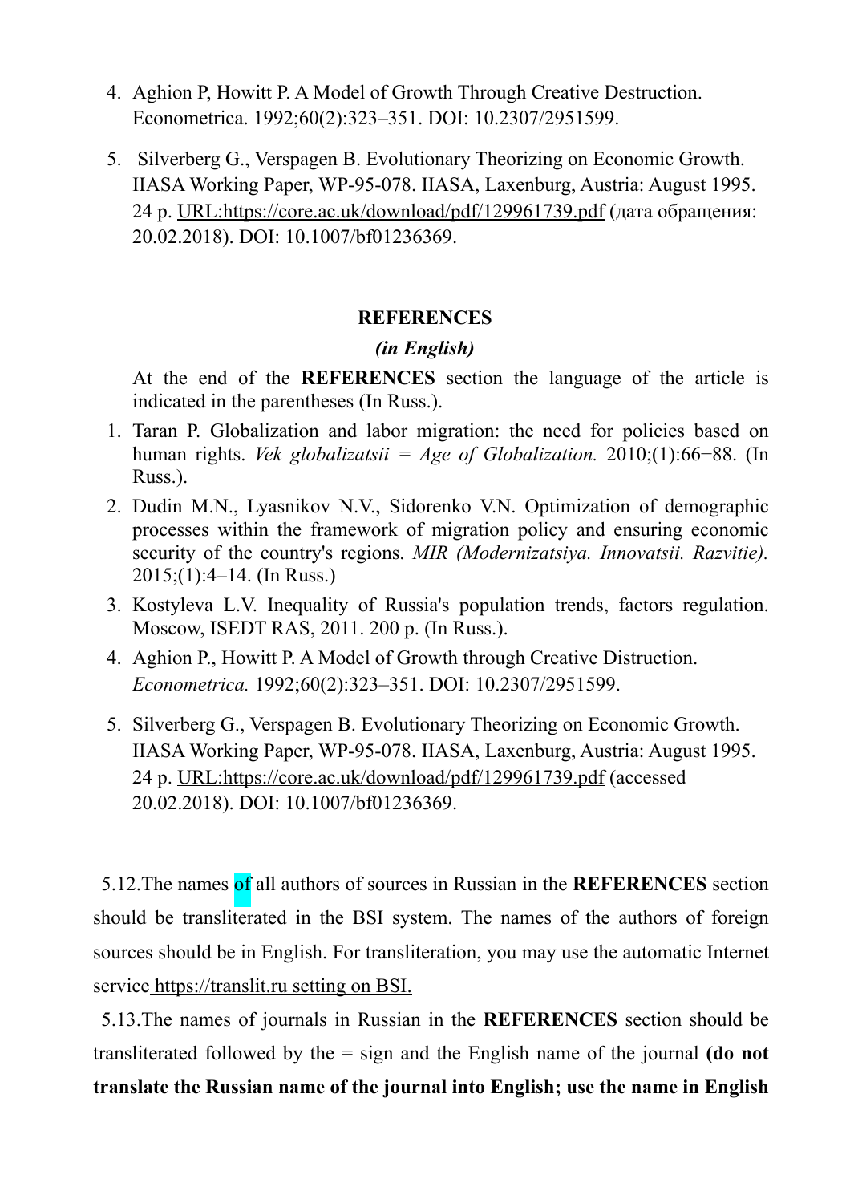4. Aghion P, Howitt P. A Model of Growth Through Creative Destruction. Econometrica. 1992;60(2):323–351. DOI: 10.2307/2951599.

5. Silverberg G., Verspagen B. Evolutionary Theorizing on Economic Growth. IIASA Working Paper, WP-95-078. IIASA, Laxenburg, Austria: August 1995. 24 p. URL:https://core.ac.uk/download/pdf/129961739.pdf (дата обращения: 20.02.2018). DOI: 10.1007/bf01236369.

**REFERENCES**

***(in English)***

At the end of the **REFERENCES** section the language of the article is indicated in the parentheses (In Russ.).

1. Taran P. Globalization and labor migration: the need for policies based on human rights. *Vek globalizatsii = Age of Globalization.* 2010;(1):66−88. (In Russ.).
2. Dudin M.N., Lyasnikov N.V., Sidorenko V.N. Optimization of demographic processes within the framework of migration policy and ensuring economic security of the country's regions. *MIR (Modernizatsiya. Innovatsii. Razvitie).* 2015;(1):4–14. (In Russ.)
3. Kostyleva L.V. Inequality of Russia's population trends, factors regulation. Moscow, ISEDT RAS, 2011. 200 p. (In Russ.).
4. Aghion P., Howitt P. A Model of Growth through Creative Distruction. *Econometrica.* 1992;60(2):323–351. DOI: 10.2307/2951599.
5. Silverberg G., Verspagen B. Evolutionary Theorizing on Economic Growth. IIASA Working Paper, WP-95-078. IIASA, Laxenburg, Austria: August 1995. 24 p. URL:https://core.ac.uk/download/pdf/129961739.pdf (accessed 20.02.2018). DOI: 10.1007/bf01236369.

5.12.The names of all authors of sources in Russian in the **REFERENCES** section should be transliterated in the BSI system. The names of the authors of foreign sources should be in English. For transliteration, you may use the automatic Internet service https://translit.ru setting on BSI.

5.13.The names of journals in Russian in the **REFERENCES** section should be transliterated followed by the = sign and the English name of the journal **(do not translate the Russian name of the journal into English; use the name in English**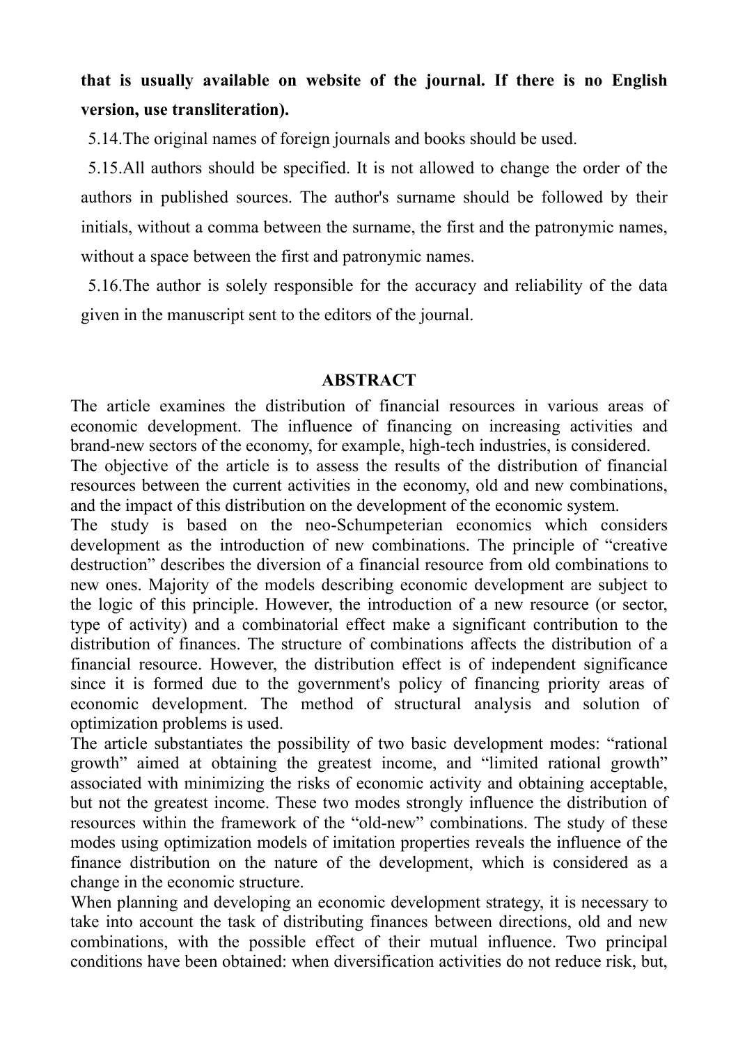**that is usually available on website of the journal. If there is no English version, use transliteration).**

5.14.The original names of foreign journals and books should be used.

5.15.All authors should be specified. It is not allowed to change the order of the authors in published sources. The author's surname should be followed by their initials, without a comma between the surname, the first and the patronymic names, without a space between the first and patronymic names.

5.16.The author is solely responsible for the accuracy and reliability of the data given in the manuscript sent to the editors of the journal.

## ABSTRACT

The article examines the distribution of financial resources in various areas of economic development. The influence of financing on increasing activities and brand-new sectors of the economy, for example, high-tech industries, is considered.

The objective of the article is to assess the results of the distribution of financial resources between the current activities in the economy, old and new combinations, and the impact of this distribution on the development of the economic system.

The study is based on the neo-Schumpeterian economics which considers development as the introduction of new combinations. The principle of "creative destruction" describes the diversion of a financial resource from old combinations to new ones. Majority of the models describing economic development are subject to the logic of this principle. However, the introduction of a new resource (or sector, type of activity) and a combinatorial effect make a significant contribution to the distribution of finances. The structure of combinations affects the distribution of a financial resource. However, the distribution effect is of independent significance since it is formed due to the government's policy of financing priority areas of economic development. The method of structural analysis and solution of optimization problems is used.

The article substantiates the possibility of two basic development modes: "rational growth" aimed at obtaining the greatest income, and "limited rational growth" associated with minimizing the risks of economic activity and obtaining acceptable, but not the greatest income. These two modes strongly influence the distribution of resources within the framework of the "old-new" combinations. The study of these modes using optimization models of imitation properties reveals the influence of the finance distribution on the nature of the development, which is considered as a change in the economic structure.

When planning and developing an economic development strategy, it is necessary to take into account the task of distributing finances between directions, old and new combinations, with the possible effect of their mutual influence. Two principal conditions have been obtained: when diversification activities do not reduce risk, but,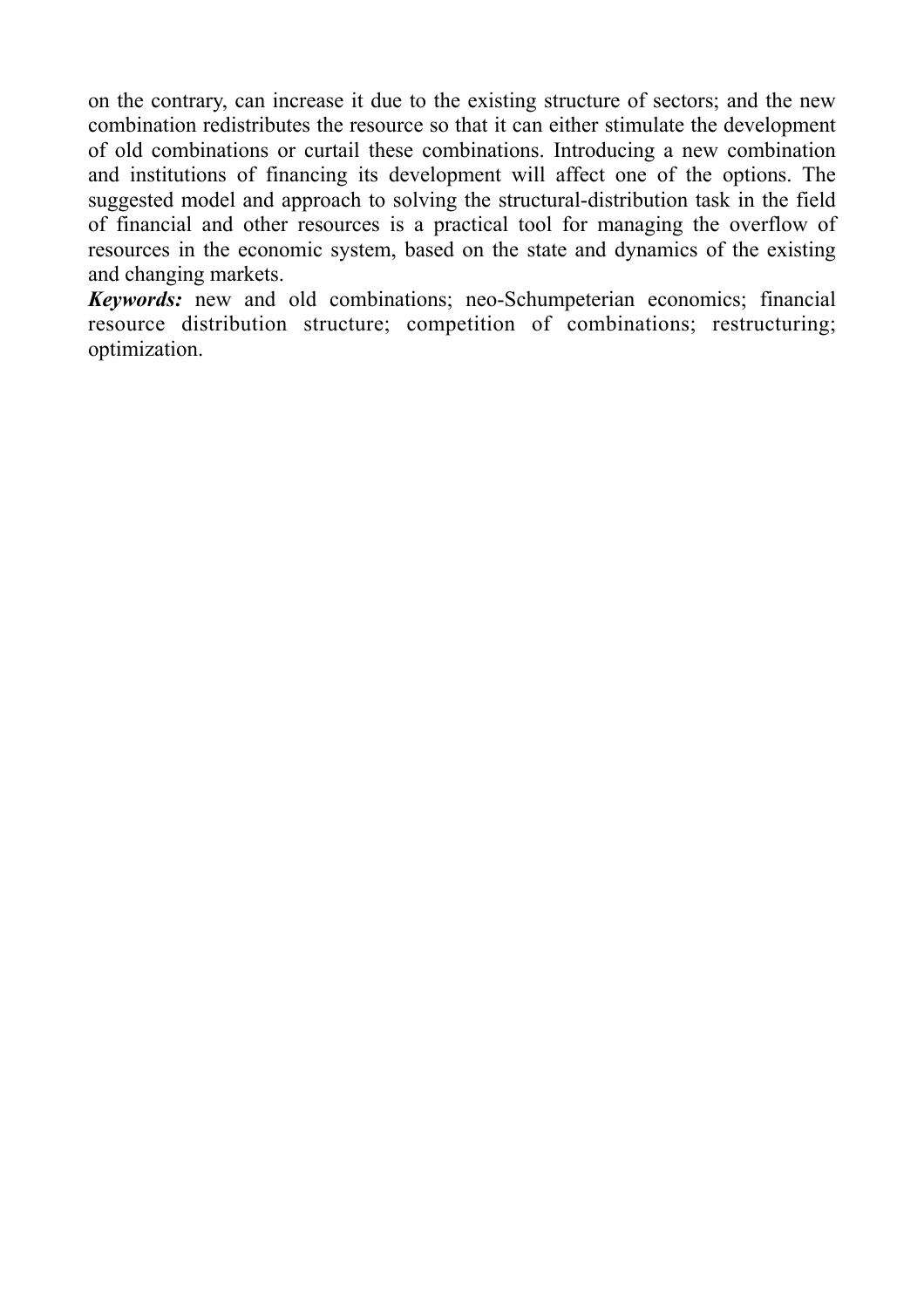on the contrary, can increase it due to the existing structure of sectors; and the new combination redistributes the resource so that it can either stimulate the development of old combinations or curtail these combinations. Introducing a new combination and institutions of financing its development will affect one of the options. The suggested model and approach to solving the structural-distribution task in the field of financial and other resources is a practical tool for managing the overflow of resources in the economic system, based on the state and dynamics of the existing and changing markets.

***Keywords:*** new and old combinations; neo-Schumpeterian economics; financial resource distribution structure; competition of combinations; restructuring; optimization.